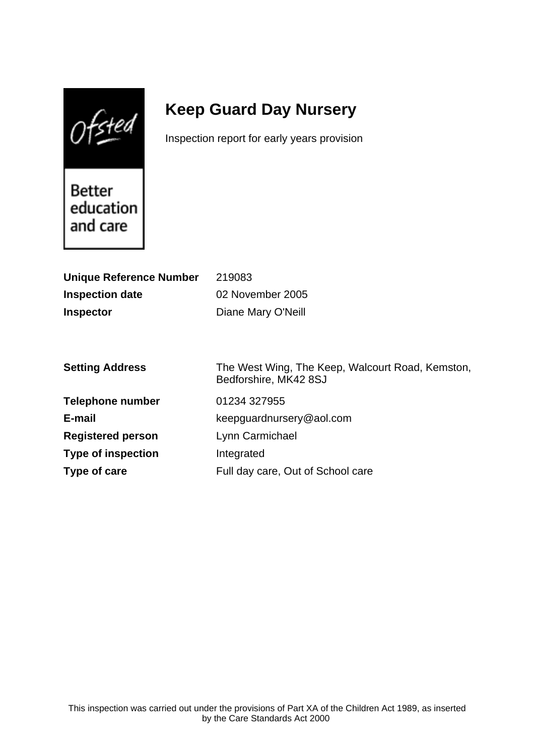# Keep Guard Day Nursery

Inspection report for early years provision

| | |
|---|---|
| **Unique Reference Number** | 219083 |
| **Inspection date** | 02 November 2005 |
| **Inspector** | Diane Mary O'Neill |

| | |
|---|---|
| **Setting Address** | The West Wing, The Keep, Walcourt Road, Kemston, Bedforshire, MK42 8SJ |
| **Telephone number** | 01234 327955 |
| **E-mail** | keepguardnursery@aol.com |
| **Registered person** | Lynn Carmichael |
| **Type of inspection** | Integrated |
| **Type of care** | Full day care, Out of School care |

This inspection was carried out under the provisions of Part XA of the Children Act 1989, as inserted by the Care Standards Act 2000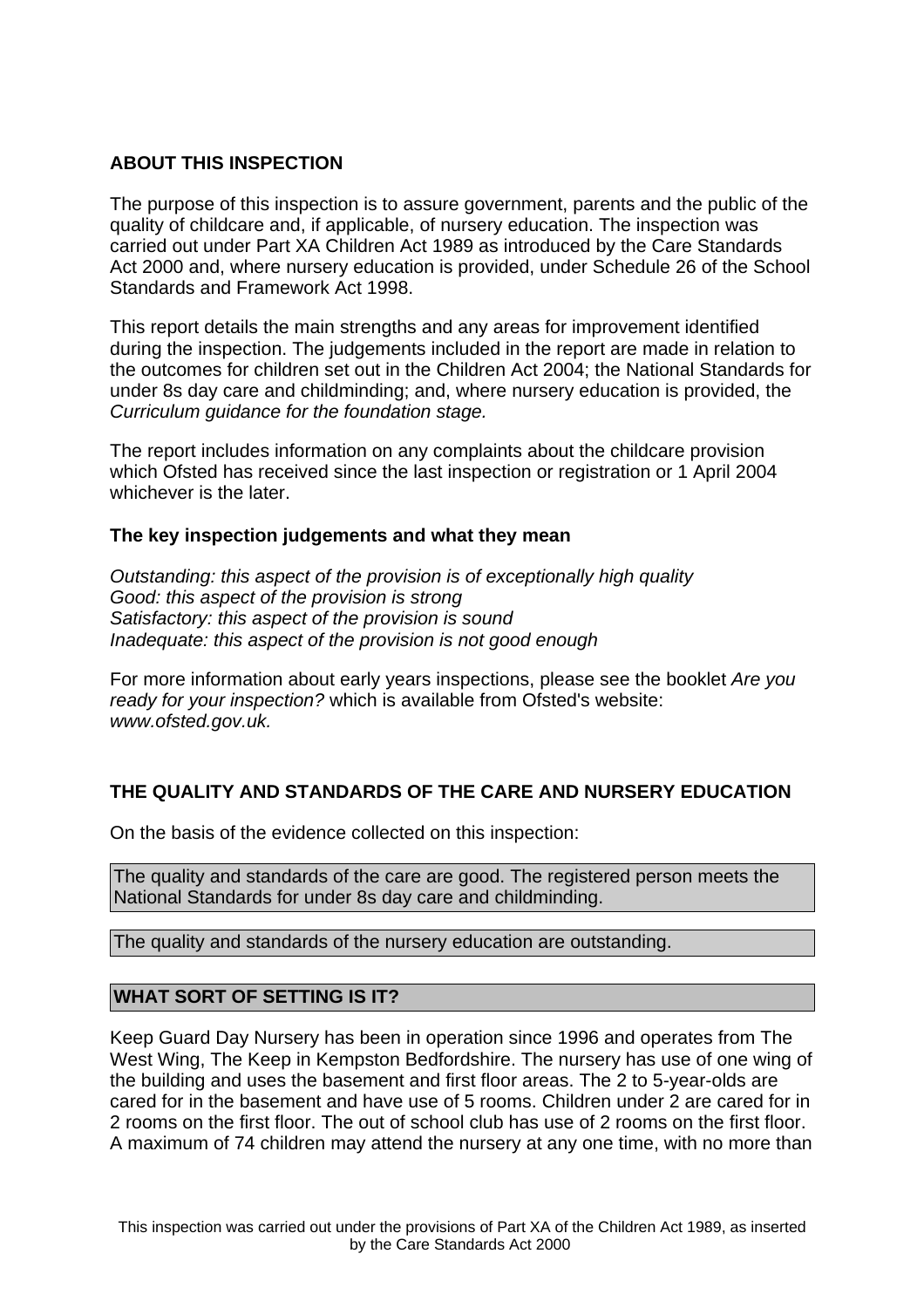## ABOUT THIS INSPECTION

The purpose of this inspection is to assure government, parents and the public of the quality of childcare and, if applicable, of nursery education. The inspection was carried out under Part XA Children Act 1989 as introduced by the Care Standards Act 2000 and, where nursery education is provided, under Schedule 26 of the School Standards and Framework Act 1998.

This report details the main strengths and any areas for improvement identified during the inspection. The judgements included in the report are made in relation to the outcomes for children set out in the Children Act 2004; the National Standards for under 8s day care and childminding; and, where nursery education is provided, the *Curriculum guidance for the foundation stage.*

The report includes information on any complaints about the childcare provision which Ofsted has received since the last inspection or registration or 1 April 2004 whichever is the later.

### The key inspection judgements and what they mean

*Outstanding: this aspect of the provision is of exceptionally high quality*
*Good: this aspect of the provision is strong*
*Satisfactory: this aspect of the provision is sound*
*Inadequate: this aspect of the provision is not good enough*

For more information about early years inspections, please see the booklet *Are you ready for your inspection?* which is available from Ofsted's website: *www.ofsted.gov.uk.*

## THE QUALITY AND STANDARDS OF THE CARE AND NURSERY EDUCATION

On the basis of the evidence collected on this inspection:

The quality and standards of the care are good. The registered person meets the National Standards for under 8s day care and childminding.

The quality and standards of the nursery education are outstanding.

## WHAT SORT OF SETTING IS IT?

Keep Guard Day Nursery has been in operation since 1996 and operates from The West Wing, The Keep in Kempston Bedfordshire. The nursery has use of one wing of the building and uses the basement and first floor areas. The 2 to 5-year-olds are cared for in the basement and have use of 5 rooms. Children under 2 are cared for in 2 rooms on the first floor. The out of school club has use of 2 rooms on the first floor. A maximum of 74 children may attend the nursery at any one time, with no more than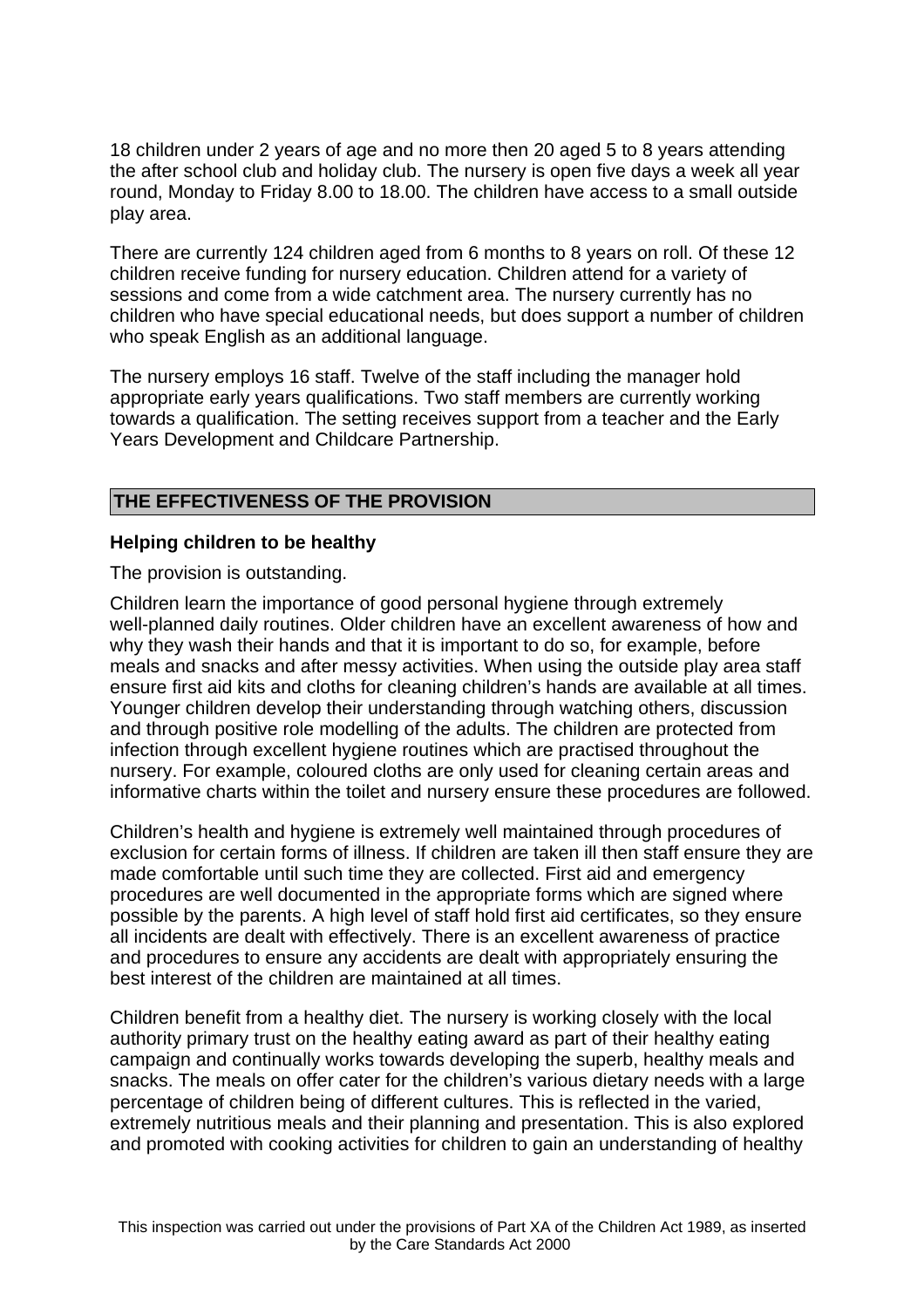18 children under 2 years of age and no more then 20 aged 5 to 8 years attending the after school club and holiday club. The nursery is open five days a week all year round, Monday to Friday 8.00 to 18.00. The children have access to a small outside play area.

There are currently 124 children aged from 6 months to 8 years on roll. Of these 12 children receive funding for nursery education. Children attend for a variety of sessions and come from a wide catchment area. The nursery currently has no children who have special educational needs, but does support a number of children who speak English as an additional language.

The nursery employs 16 staff. Twelve of the staff including the manager hold appropriate early years qualifications. Two staff members are currently working towards a qualification. The setting receives support from a teacher and the Early Years Development and Childcare Partnership.

## THE EFFECTIVENESS OF THE PROVISION

### Helping children to be healthy

The provision is outstanding.

Children learn the importance of good personal hygiene through extremely well-planned daily routines. Older children have an excellent awareness of how and why they wash their hands and that it is important to do so, for example, before meals and snacks and after messy activities. When using the outside play area staff ensure first aid kits and cloths for cleaning children's hands are available at all times. Younger children develop their understanding through watching others, discussion and through positive role modelling of the adults. The children are protected from infection through excellent hygiene routines which are practised throughout the nursery. For example, coloured cloths are only used for cleaning certain areas and informative charts within the toilet and nursery ensure these procedures are followed.

Children's health and hygiene is extremely well maintained through procedures of exclusion for certain forms of illness. If children are taken ill then staff ensure they are made comfortable until such time they are collected. First aid and emergency procedures are well documented in the appropriate forms which are signed where possible by the parents. A high level of staff hold first aid certificates, so they ensure all incidents are dealt with effectively. There is an excellent awareness of practice and procedures to ensure any accidents are dealt with appropriately ensuring the best interest of the children are maintained at all times.

Children benefit from a healthy diet. The nursery is working closely with the local authority primary trust on the healthy eating award as part of their healthy eating campaign and continually works towards developing the superb, healthy meals and snacks. The meals on offer cater for the children's various dietary needs with a large percentage of children being of different cultures. This is reflected in the varied, extremely nutritious meals and their planning and presentation. This is also explored and promoted with cooking activities for children to gain an understanding of healthy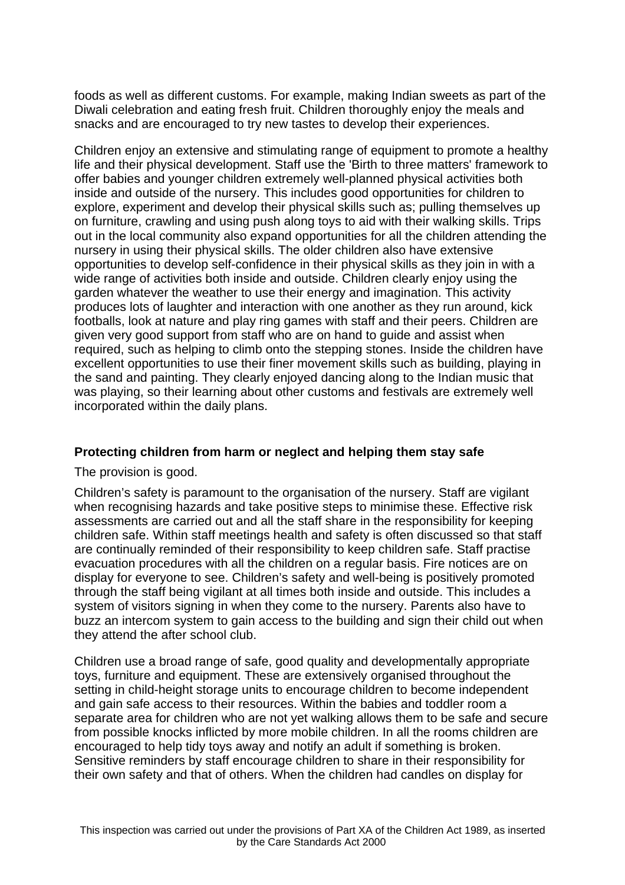foods as well as different customs. For example, making Indian sweets as part of the Diwali celebration and eating fresh fruit. Children thoroughly enjoy the meals and snacks and are encouraged to try new tastes to develop their experiences.

Children enjoy an extensive and stimulating range of equipment to promote a healthy life and their physical development. Staff use the 'Birth to three matters' framework to offer babies and younger children extremely well-planned physical activities both inside and outside of the nursery. This includes good opportunities for children to explore, experiment and develop their physical skills such as; pulling themselves up on furniture, crawling and using push along toys to aid with their walking skills. Trips out in the local community also expand opportunities for all the children attending the nursery in using their physical skills. The older children also have extensive opportunities to develop self-confidence in their physical skills as they join in with a wide range of activities both inside and outside. Children clearly enjoy using the garden whatever the weather to use their energy and imagination. This activity produces lots of laughter and interaction with one another as they run around, kick footballs, look at nature and play ring games with staff and their peers. Children are given very good support from staff who are on hand to guide and assist when required, such as helping to climb onto the stepping stones. Inside the children have excellent opportunities to use their finer movement skills such as building, playing in the sand and painting. They clearly enjoyed dancing along to the Indian music that was playing, so their learning about other customs and festivals are extremely well incorporated within the daily plans.

### Protecting children from harm or neglect and helping them stay safe

The provision is good.

Children's safety is paramount to the organisation of the nursery. Staff are vigilant when recognising hazards and take positive steps to minimise these. Effective risk assessments are carried out and all the staff share in the responsibility for keeping children safe. Within staff meetings health and safety is often discussed so that staff are continually reminded of their responsibility to keep children safe. Staff practise evacuation procedures with all the children on a regular basis. Fire notices are on display for everyone to see. Children's safety and well-being is positively promoted through the staff being vigilant at all times both inside and outside. This includes a system of visitors signing in when they come to the nursery. Parents also have to buzz an intercom system to gain access to the building and sign their child out when they attend the after school club.

Children use a broad range of safe, good quality and developmentally appropriate toys, furniture and equipment. These are extensively organised throughout the setting in child-height storage units to encourage children to become independent and gain safe access to their resources. Within the babies and toddler room a separate area for children who are not yet walking allows them to be safe and secure from possible knocks inflicted by more mobile children. In all the rooms children are encouraged to help tidy toys away and notify an adult if something is broken. Sensitive reminders by staff encourage children to share in their responsibility for their own safety and that of others. When the children had candles on display for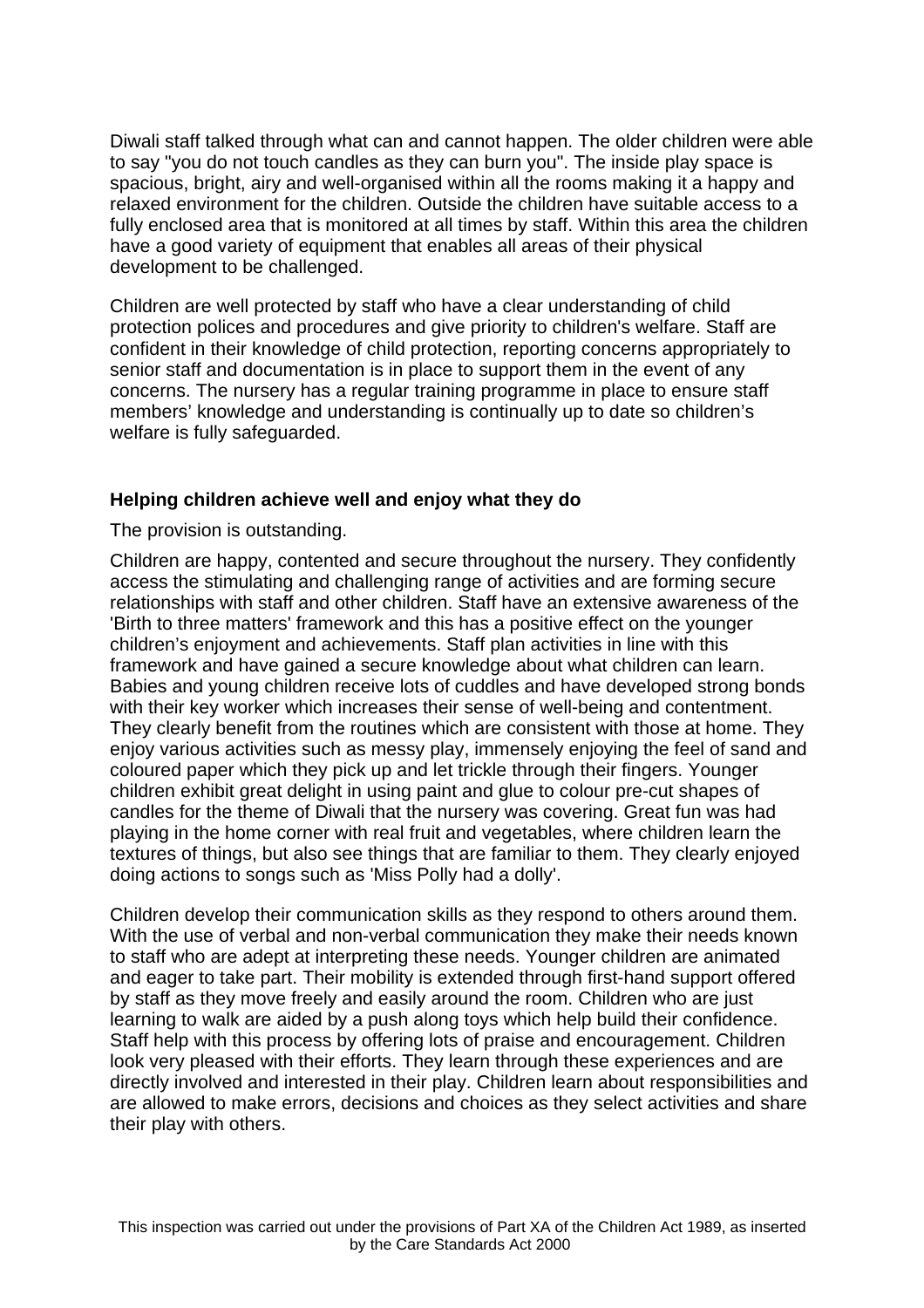Diwali staff talked through what can and cannot happen. The older children were able to say "you do not touch candles as they can burn you". The inside play space is spacious, bright, airy and well-organised within all the rooms making it a happy and relaxed environment for the children. Outside the children have suitable access to a fully enclosed area that is monitored at all times by staff. Within this area the children have a good variety of equipment that enables all areas of their physical development to be challenged.

Children are well protected by staff who have a clear understanding of child protection polices and procedures and give priority to children's welfare. Staff are confident in their knowledge of child protection, reporting concerns appropriately to senior staff and documentation is in place to support them in the event of any concerns. The nursery has a regular training programme in place to ensure staff members' knowledge and understanding is continually up to date so children's welfare is fully safeguarded.

**Helping children achieve well and enjoy what they do**

The provision is outstanding.

Children are happy, contented and secure throughout the nursery. They confidently access the stimulating and challenging range of activities and are forming secure relationships with staff and other children. Staff have an extensive awareness of the 'Birth to three matters' framework and this has a positive effect on the younger children's enjoyment and achievements. Staff plan activities in line with this framework and have gained a secure knowledge about what children can learn. Babies and young children receive lots of cuddles and have developed strong bonds with their key worker which increases their sense of well-being and contentment. They clearly benefit from the routines which are consistent with those at home. They enjoy various activities such as messy play, immensely enjoying the feel of sand and coloured paper which they pick up and let trickle through their fingers. Younger children exhibit great delight in using paint and glue to colour pre-cut shapes of candles for the theme of Diwali that the nursery was covering. Great fun was had playing in the home corner with real fruit and vegetables, where children learn the textures of things, but also see things that are familiar to them. They clearly enjoyed doing actions to songs such as 'Miss Polly had a dolly'.

Children develop their communication skills as they respond to others around them. With the use of verbal and non-verbal communication they make their needs known to staff who are adept at interpreting these needs. Younger children are animated and eager to take part. Their mobility is extended through first-hand support offered by staff as they move freely and easily around the room. Children who are just learning to walk are aided by a push along toys which help build their confidence. Staff help with this process by offering lots of praise and encouragement. Children look very pleased with their efforts. They learn through these experiences and are directly involved and interested in their play. Children learn about responsibilities and are allowed to make errors, decisions and choices as they select activities and share their play with others.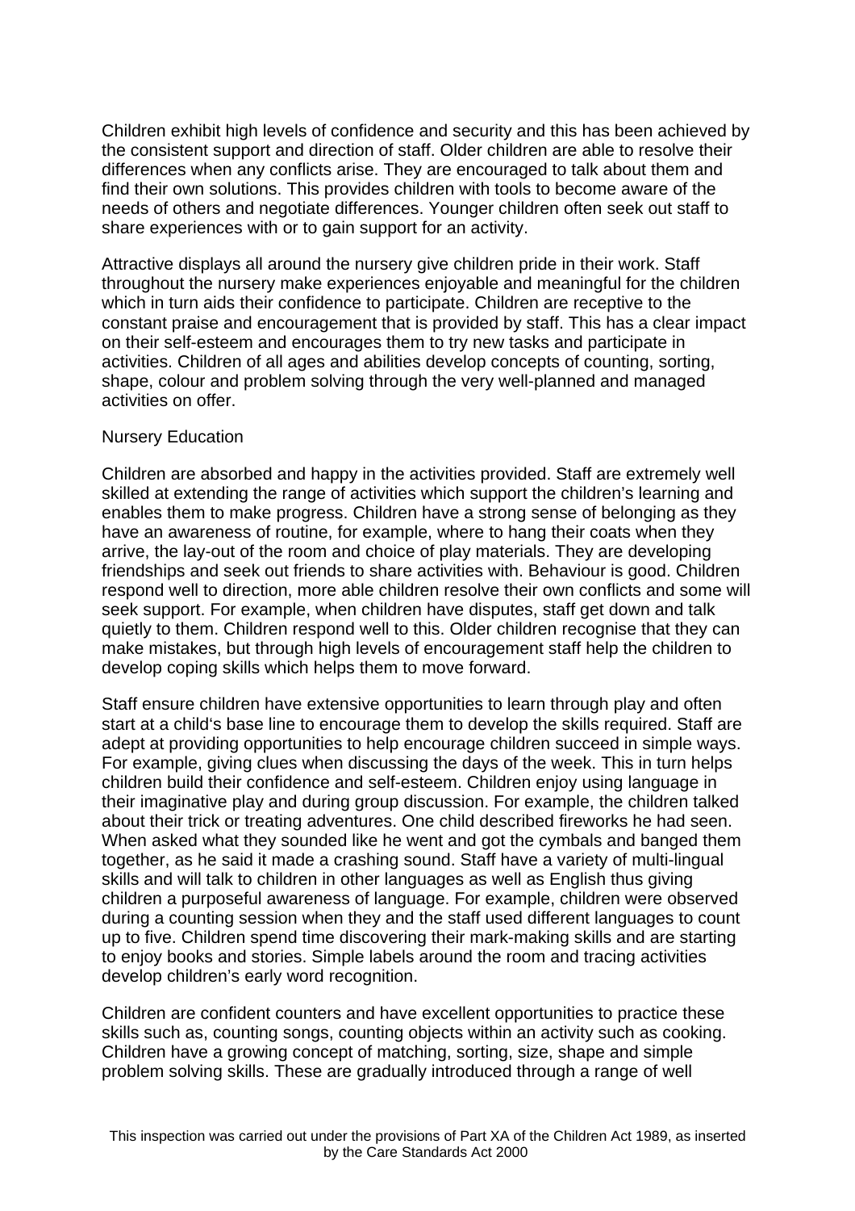Children exhibit high levels of confidence and security and this has been achieved by the consistent support and direction of staff. Older children are able to resolve their differences when any conflicts arise. They are encouraged to talk about them and find their own solutions. This provides children with tools to become aware of the needs of others and negotiate differences. Younger children often seek out staff to share experiences with or to gain support for an activity.

Attractive displays all around the nursery give children pride in their work. Staff throughout the nursery make experiences enjoyable and meaningful for the children which in turn aids their confidence to participate. Children are receptive to the constant praise and encouragement that is provided by staff. This has a clear impact on their self-esteem and encourages them to try new tasks and participate in activities. Children of all ages and abilities develop concepts of counting, sorting, shape, colour and problem solving through the very well-planned and managed activities on offer.

Nursery Education

Children are absorbed and happy in the activities provided. Staff are extremely well skilled at extending the range of activities which support the children's learning and enables them to make progress. Children have a strong sense of belonging as they have an awareness of routine, for example, where to hang their coats when they arrive, the lay-out of the room and choice of play materials. They are developing friendships and seek out friends to share activities with. Behaviour is good. Children respond well to direction, more able children resolve their own conflicts and some will seek support. For example, when children have disputes, staff get down and talk quietly to them. Children respond well to this. Older children recognise that they can make mistakes, but through high levels of encouragement staff help the children to develop coping skills which helps them to move forward.

Staff ensure children have extensive opportunities to learn through play and often start at a child's base line to encourage them to develop the skills required. Staff are adept at providing opportunities to help encourage children succeed in simple ways. For example, giving clues when discussing the days of the week. This in turn helps children build their confidence and self-esteem. Children enjoy using language in their imaginative play and during group discussion. For example, the children talked about their trick or treating adventures. One child described fireworks he had seen. When asked what they sounded like he went and got the cymbals and banged them together, as he said it made a crashing sound. Staff have a variety of multi-lingual skills and will talk to children in other languages as well as English thus giving children a purposeful awareness of language. For example, children were observed during a counting session when they and the staff used different languages to count up to five. Children spend time discovering their mark-making skills and are starting to enjoy books and stories. Simple labels around the room and tracing activities develop children's early word recognition.

Children are confident counters and have excellent opportunities to practice these skills such as, counting songs, counting objects within an activity such as cooking. Children have a growing concept of matching, sorting, size, shape and simple problem solving skills. These are gradually introduced through a range of well

This inspection was carried out under the provisions of Part XA of the Children Act 1989, as inserted by the Care Standards Act 2000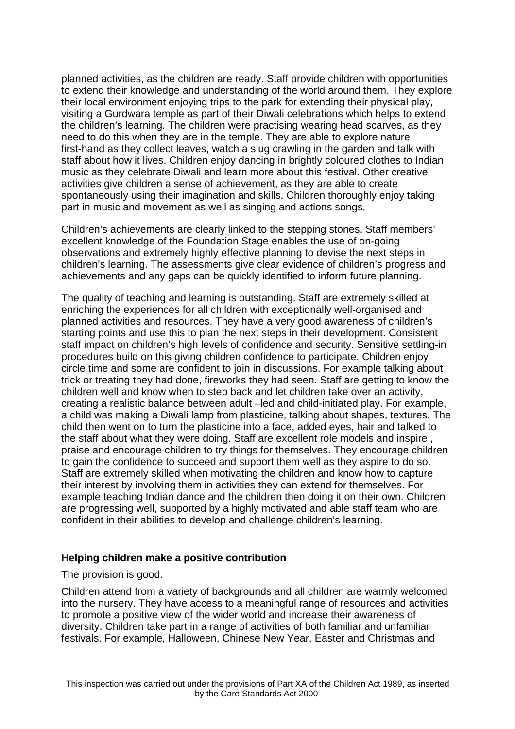planned activities, as the children are ready. Staff provide children with opportunities to extend their knowledge and understanding of the world around them. They explore their local environment enjoying trips to the park for extending their physical play, visiting a Gurdwara temple as part of their Diwali celebrations which helps to extend the children's learning. The children were practising wearing head scarves, as they need to do this when they are in the temple. They are able to explore nature first-hand as they collect leaves, watch a slug crawling in the garden and talk with staff about how it lives. Children enjoy dancing in brightly coloured clothes to Indian music as they celebrate Diwali and learn more about this festival. Other creative activities give children a sense of achievement, as they are able to create spontaneously using their imagination and skills. Children thoroughly enjoy taking part in music and movement as well as singing and actions songs.

Children's achievements are clearly linked to the stepping stones. Staff members' excellent knowledge of the Foundation Stage enables the use of on-going observations and extremely highly effective planning to devise the next steps in children's learning. The assessments give clear evidence of children's progress and achievements and any gaps can be quickly identified to inform future planning.

The quality of teaching and learning is outstanding. Staff are extremely skilled at enriching the experiences for all children with exceptionally well-organised and planned activities and resources. They have a very good awareness of children's starting points and use this to plan the next steps in their development. Consistent staff impact on children's high levels of confidence and security. Sensitive settling-in procedures build on this giving children confidence to participate. Children enjoy circle time and some are confident to join in discussions. For example talking about trick or treating they had done, fireworks they had seen. Staff are getting to know the children well and know when to step back and let children take over an activity, creating a realistic balance between adult –led and child-initiated play. For example, a child was making a Diwali lamp from plasticine, talking about shapes, textures. The child then went on to turn the plasticine into a face, added eyes, hair and talked to the staff about what they were doing. Staff are excellent role models and inspire , praise and encourage children to try things for themselves. They encourage children to gain the confidence to succeed and support them well as they aspire to do so. Staff are extremely skilled when motivating the children and know how to capture their interest by involving them in activities they can extend for themselves. For example teaching Indian dance and the children then doing it on their own. Children are progressing well, supported by a highly motivated and able staff team who are confident in their abilities to develop and challenge children's learning.

## Helping children make a positive contribution

The provision is good.

Children attend from a variety of backgrounds and all children are warmly welcomed into the nursery. They have access to a meaningful range of resources and activities to promote a positive view of the wider world and increase their awareness of diversity. Children take part in a range of activities of both familiar and unfamiliar festivals. For example, Halloween, Chinese New Year, Easter and Christmas and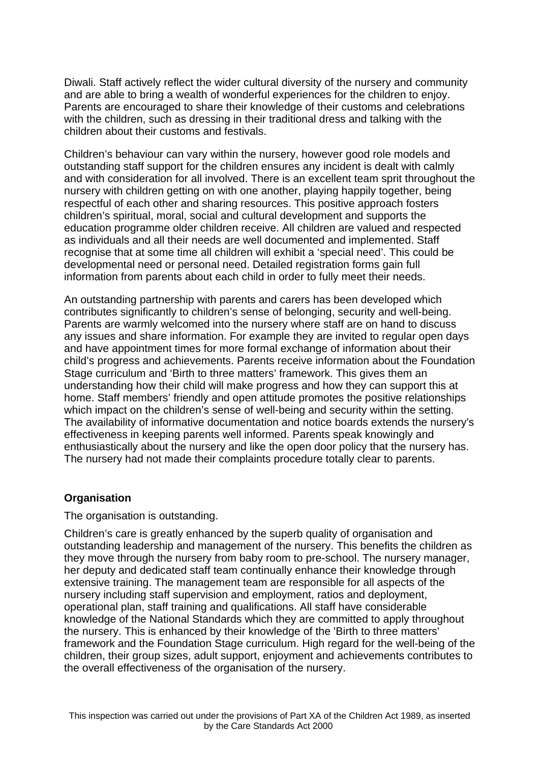Diwali. Staff actively reflect the wider cultural diversity of the nursery and community and are able to bring a wealth of wonderful experiences for the children to enjoy. Parents are encouraged to share their knowledge of their customs and celebrations with the children, such as dressing in their traditional dress and talking with the children about their customs and festivals.

Children's behaviour can vary within the nursery, however good role models and outstanding staff support for the children ensures any incident is dealt with calmly and with consideration for all involved. There is an excellent team sprit throughout the nursery with children getting on with one another, playing happily together, being respectful of each other and sharing resources. This positive approach fosters children's spiritual, moral, social and cultural development and supports the education programme older children receive. All children are valued and respected as individuals and all their needs are well documented and implemented. Staff recognise that at some time all children will exhibit a 'special need'. This could be developmental need or personal need. Detailed registration forms gain full information from parents about each child in order to fully meet their needs.

An outstanding partnership with parents and carers has been developed which contributes significantly to children's sense of belonging, security and well-being. Parents are warmly welcomed into the nursery where staff are on hand to discuss any issues and share information. For example they are invited to regular open days and have appointment times for more formal exchange of information about their child's progress and achievements. Parents receive information about the Foundation Stage curriculum and 'Birth to three matters' framework. This gives them an understanding how their child will make progress and how they can support this at home. Staff members' friendly and open attitude promotes the positive relationships which impact on the children's sense of well-being and security within the setting. The availability of informative documentation and notice boards extends the nursery's effectiveness in keeping parents well informed. Parents speak knowingly and enthusiastically about the nursery and like the open door policy that the nursery has. The nursery had not made their complaints procedure totally clear to parents.

## Organisation

The organisation is outstanding.

Children's care is greatly enhanced by the superb quality of organisation and outstanding leadership and management of the nursery. This benefits the children as they move through the nursery from baby room to pre-school. The nursery manager, her deputy and dedicated staff team continually enhance their knowledge through extensive training. The management team are responsible for all aspects of the nursery including staff supervision and employment, ratios and deployment, operational plan, staff training and qualifications. All staff have considerable knowledge of the National Standards which they are committed to apply throughout the nursery. This is enhanced by their knowledge of the 'Birth to three matters' framework and the Foundation Stage curriculum. High regard for the well-being of the children, their group sizes, adult support, enjoyment and achievements contributes to the overall effectiveness of the organisation of the nursery.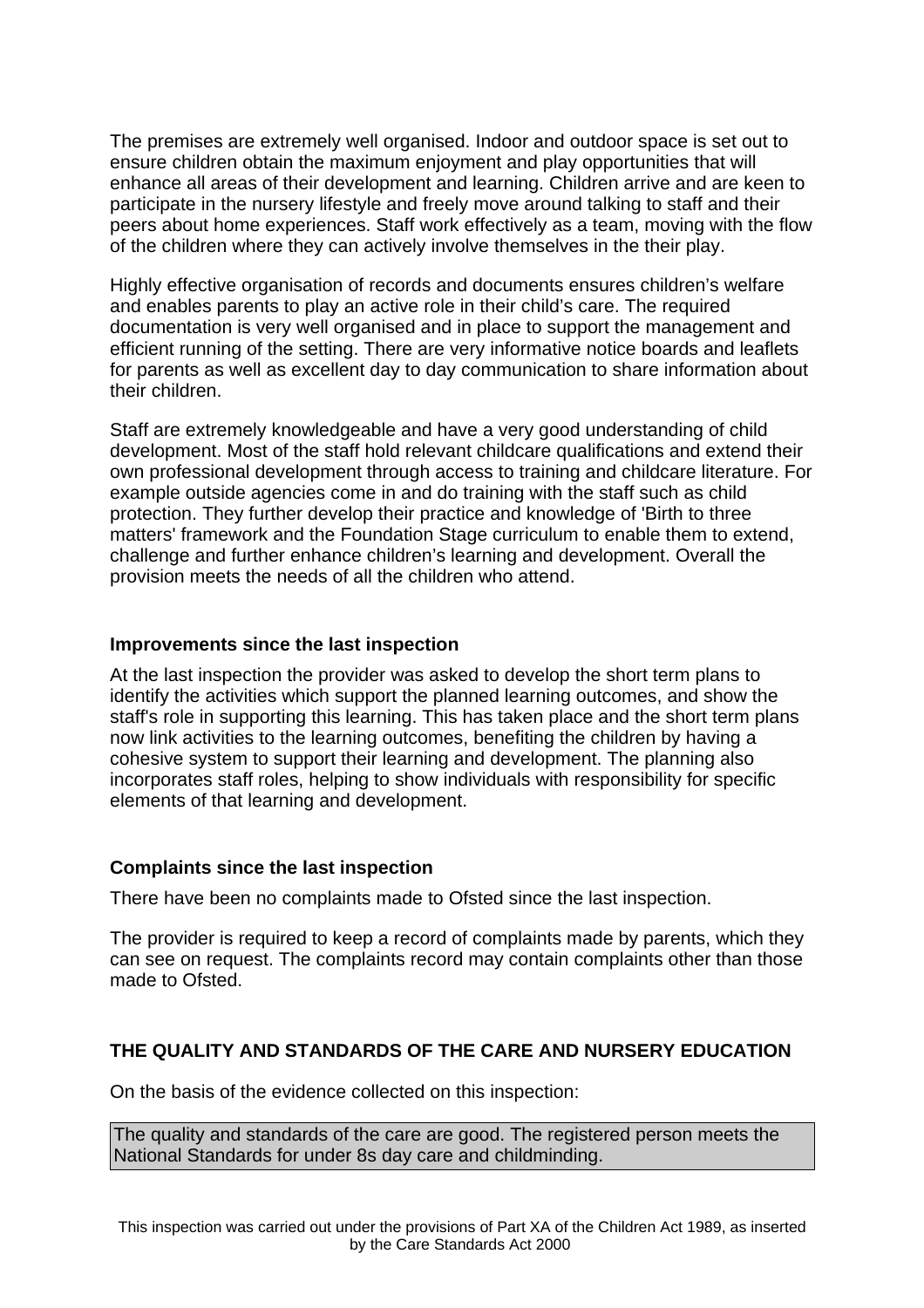The premises are extremely well organised. Indoor and outdoor space is set out to ensure children obtain the maximum enjoyment and play opportunities that will enhance all areas of their development and learning. Children arrive and are keen to participate in the nursery lifestyle and freely move around talking to staff and their peers about home experiences. Staff work effectively as a team, moving with the flow of the children where they can actively involve themselves in the their play.

Highly effective organisation of records and documents ensures children's welfare and enables parents to play an active role in their child's care. The required documentation is very well organised and in place to support the management and efficient running of the setting. There are very informative notice boards and leaflets for parents as well as excellent day to day communication to share information about their children.

Staff are extremely knowledgeable and have a very good understanding of child development. Most of the staff hold relevant childcare qualifications and extend their own professional development through access to training and childcare literature. For example outside agencies come in and do training with the staff such as child protection. They further develop their practice and knowledge of 'Birth to three matters' framework and the Foundation Stage curriculum to enable them to extend, challenge and further enhance children's learning and development. Overall the provision meets the needs of all the children who attend.

**Improvements since the last inspection**

At the last inspection the provider was asked to develop the short term plans to identify the activities which support the planned learning outcomes, and show the staff's role in supporting this learning. This has taken place and the short term plans now link activities to the learning outcomes, benefiting the children by having a cohesive system to support their learning and development. The planning also incorporates staff roles, helping to show individuals with responsibility for specific elements of that learning and development.

**Complaints since the last inspection**

There have been no complaints made to Ofsted since the last inspection.

The provider is required to keep a record of complaints made by parents, which they can see on request. The complaints record may contain complaints other than those made to Ofsted.

**THE QUALITY AND STANDARDS OF THE CARE AND NURSERY EDUCATION**

On the basis of the evidence collected on this inspection:

The quality and standards of the care are good. The registered person meets the National Standards for under 8s day care and childminding.

This inspection was carried out under the provisions of Part XA of the Children Act 1989, as inserted by the Care Standards Act 2000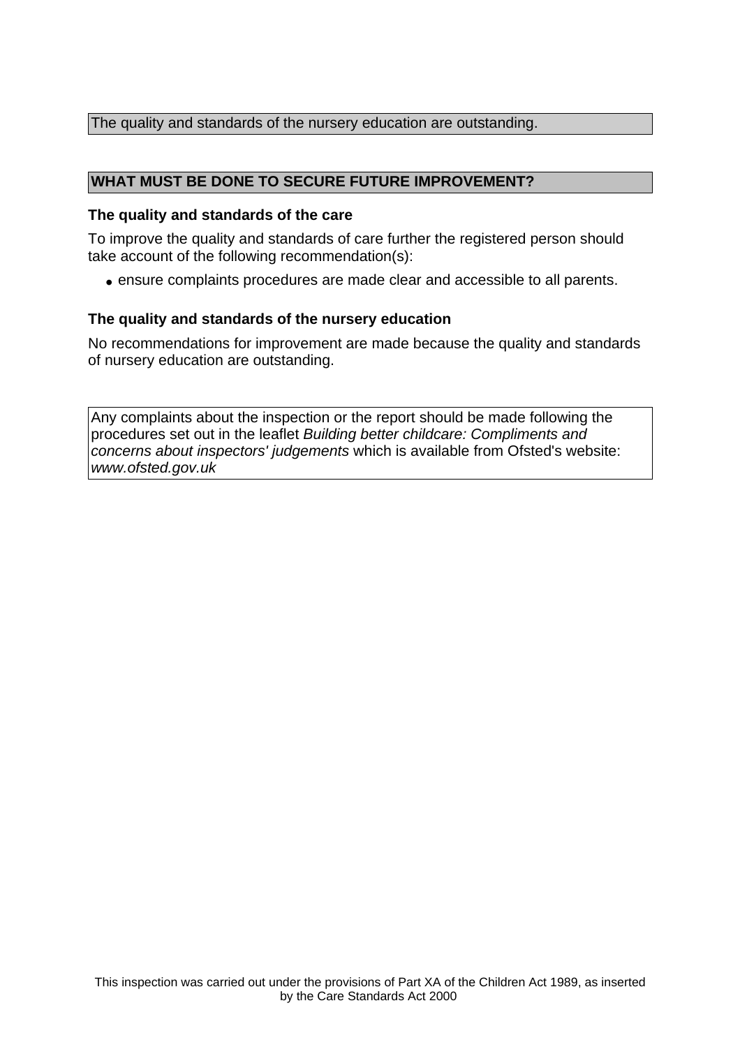The quality and standards of the nursery education are outstanding.

## WHAT MUST BE DONE TO SECURE FUTURE IMPROVEMENT?

### The quality and standards of the care

To improve the quality and standards of care further the registered person should take account of the following recommendation(s):

- ensure complaints procedures are made clear and accessible to all parents.

### The quality and standards of the nursery education

No recommendations for improvement are made because the quality and standards of nursery education are outstanding.

Any complaints about the inspection or the report should be made following the procedures set out in the leaflet *Building better childcare: Compliments and concerns about inspectors' judgements* which is available from Ofsted's website: *www.ofsted.gov.uk*

This inspection was carried out under the provisions of Part XA of the Children Act 1989, as inserted by the Care Standards Act 2000